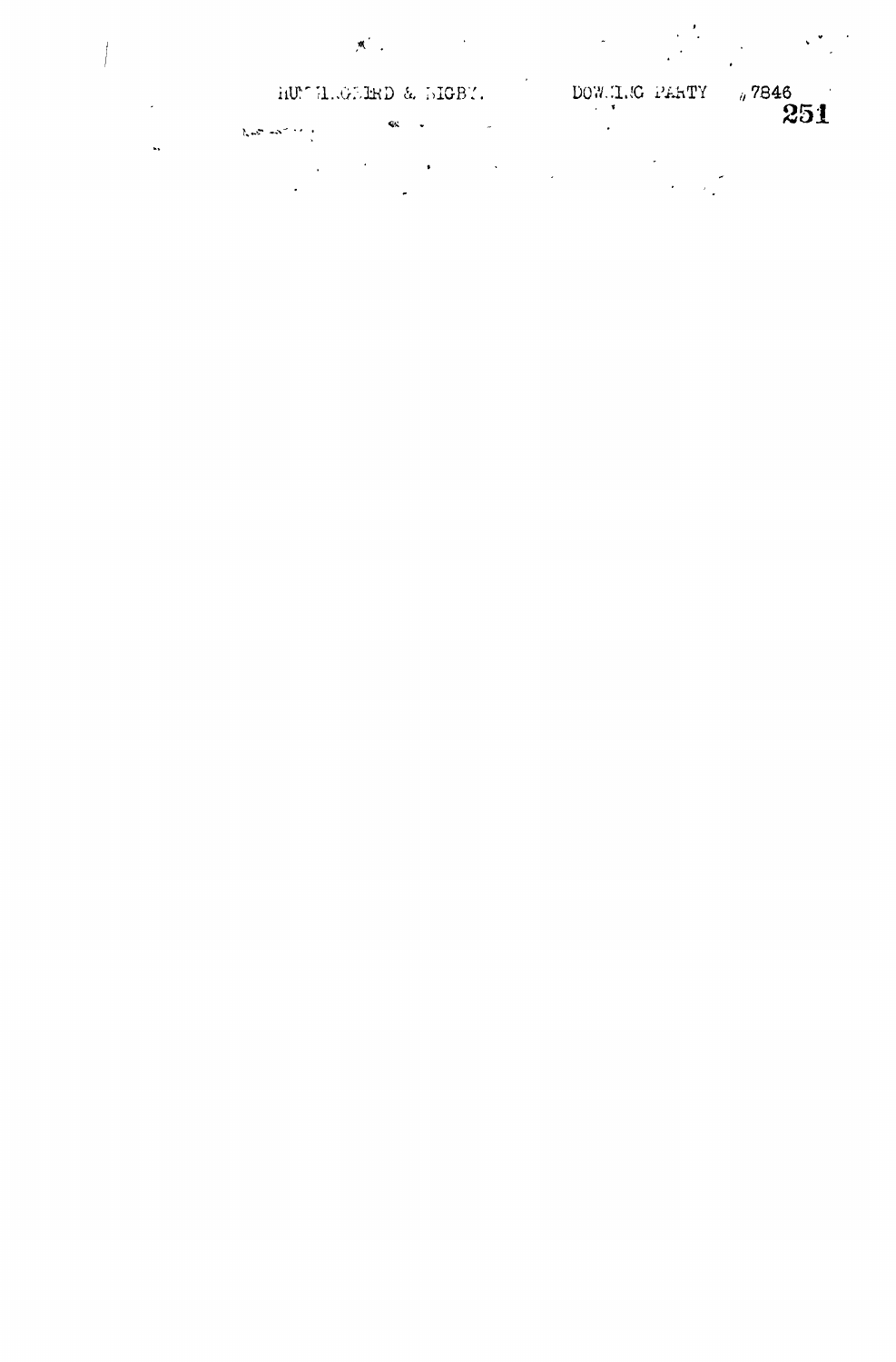HUMMINGBIRD & DIGBY. DOWLING PARTY #7846

251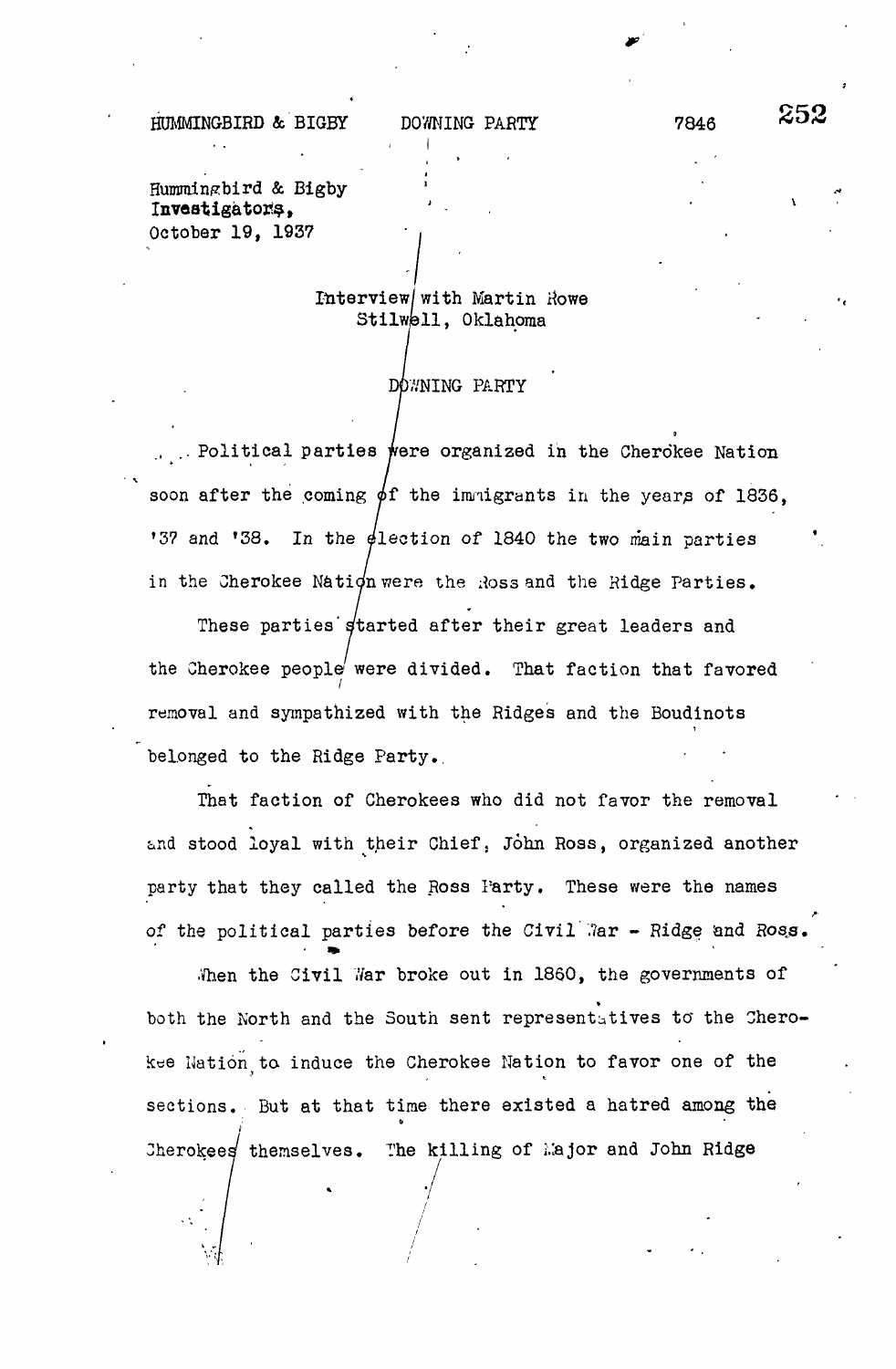Hummingbird & Bigby
**Investigators,**
October 19, 1937

Interview with Martin Rowe
Stilwell, Oklahoma

DOWNING PARTY

Political parties were organized in the Cherokee Nation soon after the coming of the immigrants in the years of 1836, '37 and '38. In the election of 1840 the two main parties in the Cherokee Nation were the Ross and the Ridge Parties.

These parties started after their great leaders and the Cherokee people were divided. That faction that favored removal and sympathized with the Ridges and the Boudinots belonged to the Ridge Party.

That faction of Cherokees who did not favor the removal and stood loyal with their Chief, John Ross, organized another party that they called the Ross Party. These were the names of the political parties before the Civil War - Ridge and Ross.

When the Civil War broke out in 1860, the governments of both the North and the South sent representatives to the Cherokee Nation to induce the Cherokee Nation to favor one of the sections. But at that time there existed a hatred among the Cherokees themselves. The killing of Major and John Ridge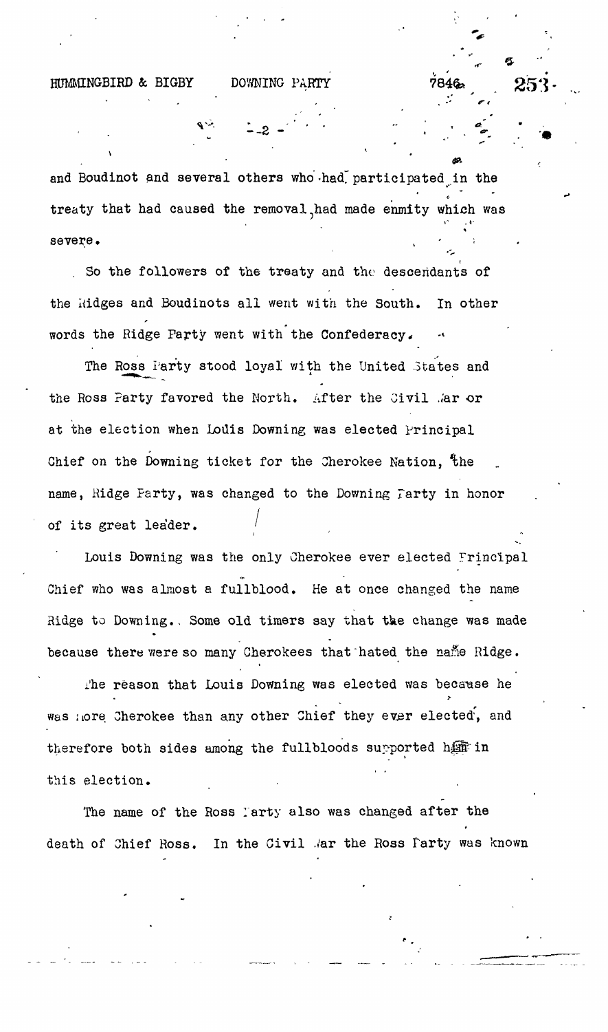and Boudinot and several others who had participated in the treaty that had caused the removal, had made enmity which was severe.

So the followers of the treaty and the descendants of the Ridges and Boudinots all went with the South. In other words the Ridge Party went with the Confederacy.

The Ross Party stood loyal with the United States and the Ross Party favored the North. After the Civil War or at the election when Louis Downing was elected Principal Chief on the Downing ticket for the Cherokee Nation, the name, Ridge Party, was changed to the Downing Party in honor of its great leader.

Louis Downing was the only Cherokee ever elected Principal Chief who was almost a fullblood. He at once changed the name Ridge to Downing. Some old timers say that the change was made because there were so many Cherokees that hated the name Ridge.

The reason that Louis Downing was elected was because he was more Cherokee than any other Chief they ever elected, and therefore both sides among the fullbloods supported him in this election.

The name of the Ross Party also was changed after the death of Chief Ross. In the Civil War the Ross Party was known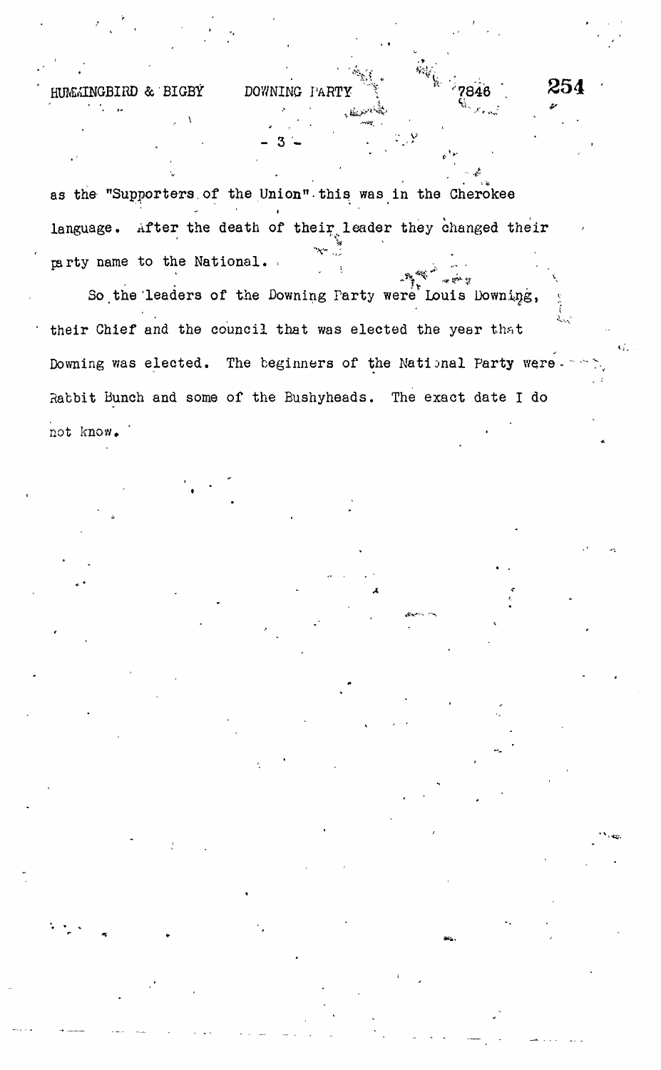as the "Supporters of the Union" this was in the Cherokee language. After the death of their leader they changed their party name to the National.

So the leaders of the Downing Party were Louis Downing, their Chief and the council that was elected the year that Downing was elected. The beginners of the National Party were Rabbit Bunch and some of the Bushyheads. The exact date I do not know.